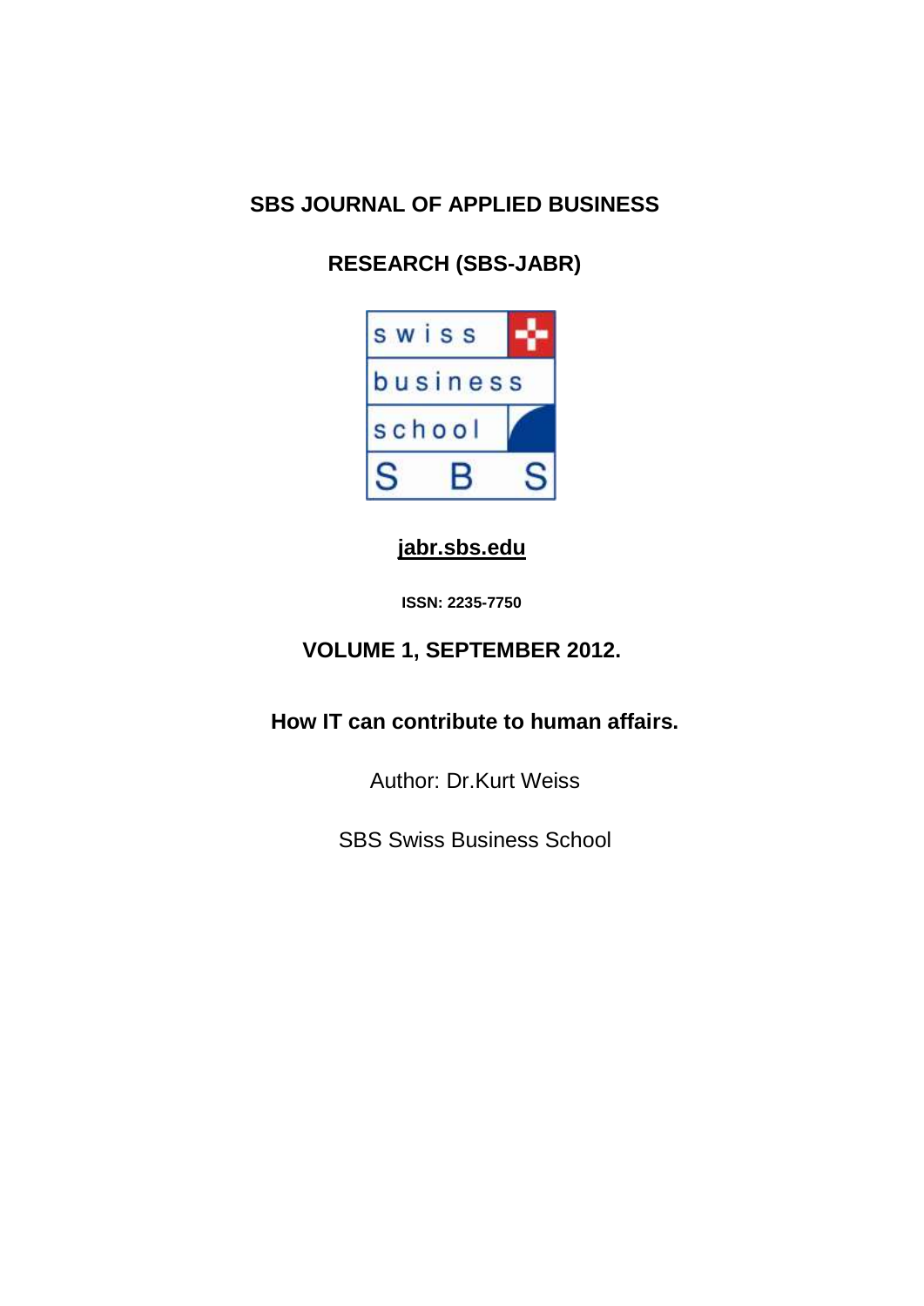**SBS JOURNAL OF APPLIED BUSINESS**

**RESEARCH (SBS-JABR)**

swiss business school SBS

**jabr.sbs.edu**

**ISSN: 2235-7750**

**VOLUME 1, SEPTEMBER 2012.**

# How IT can contribute to human affairs.

Author: Dr.Kurt Weiss

SBS Swiss Business School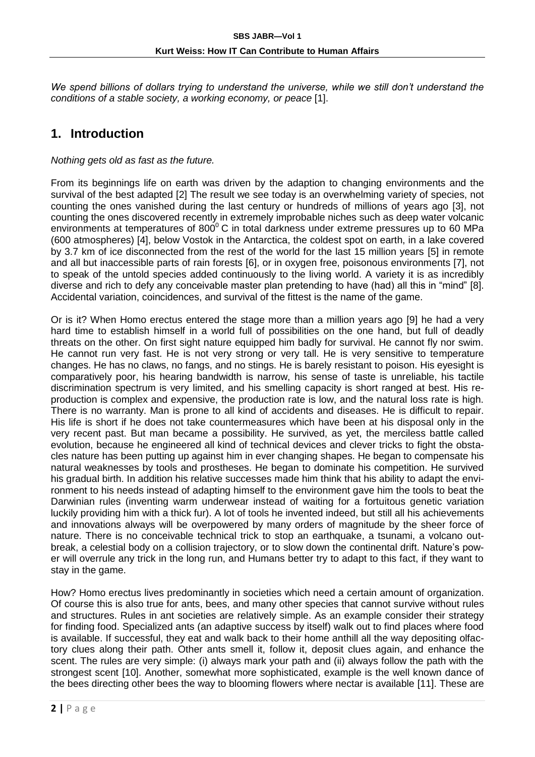*We spend billions of dollars trying to understand the universe, while we still don't understand the conditions of a stable society, a working economy, or peace* [1].

## 1. Introduction

*Nothing gets old as fast as the future.*

From its beginnings life on earth was driven by the adaption to changing environments and the survival of the best adapted [2] The result we see today is an overwhelming variety of species, not counting the ones vanished during the last century or hundreds of millions of years ago [3], not counting the ones discovered recently in extremely improbable niches such as deep water volcanic environments at temperatures of $800^0$ C in total darkness under extreme pressures up to 60 MPa (600 atmospheres) [4], below Vostok in the Antarctica, the coldest spot on earth, in a lake covered by 3.7 km of ice disconnected from the rest of the world for the last 15 million years [5] in remote and all but inaccessible parts of rain forests [6], or in oxygen free, poisonous environments [7], not to speak of the untold species added continuously to the living world. A variety it is as incredibly diverse and rich to defy any conceivable master plan pretending to have (had) all this in "mind" [8]. Accidental variation, coincidences, and survival of the fittest is the name of the game.

Or is it? When Homo erectus entered the stage more than a million years ago [9] he had a very hard time to establish himself in a world full of possibilities on the one hand, but full of deadly threats on the other. On first sight nature equipped him badly for survival. He cannot fly nor swim. He cannot run very fast. He is not very strong or very tall. He is very sensitive to temperature changes. He has no claws, no fangs, and no stings. He is barely resistant to poison. His eyesight is comparatively poor, his hearing bandwidth is narrow, his sense of taste is unreliable, his tactile discrimination spectrum is very limited, and his smelling capacity is short ranged at best. His reproduction is complex and expensive, the production rate is low, and the natural loss rate is high. There is no warranty. Man is prone to all kind of accidents and diseases. He is difficult to repair. His life is short if he does not take countermeasures which have been at his disposal only in the very recent past. But man became a possibility. He survived, as yet, the merciless battle called evolution, because he engineered all kind of technical devices and clever tricks to fight the obstacles nature has been putting up against him in ever changing shapes. He began to compensate his natural weaknesses by tools and prostheses. He began to dominate his competition. He survived his gradual birth. In addition his relative successes made him think that his ability to adapt the environment to his needs instead of adapting himself to the environment gave him the tools to beat the Darwinian rules (inventing warm underwear instead of waiting for a fortuitous genetic variation luckily providing him with a thick fur). A lot of tools he invented indeed, but still all his achievements and innovations always will be overpowered by many orders of magnitude by the sheer force of nature. There is no conceivable technical trick to stop an earthquake, a tsunami, a volcano outbreak, a celestial body on a collision trajectory, or to slow down the continental drift. Nature's power will overrule any trick in the long run, and Humans better try to adapt to this fact, if they want to stay in the game.

How? Homo erectus lives predominantly in societies which need a certain amount of organization. Of course this is also true for ants, bees, and many other species that cannot survive without rules and structures. Rules in ant societies are relatively simple. As an example consider their strategy for finding food. Specialized ants (an adaptive success by itself) walk out to find places where food is available. If successful, they eat and walk back to their home anthill all the way depositing olfactory clues along their path. Other ants smell it, follow it, deposit clues again, and enhance the scent. The rules are very simple: (i) always mark your path and (ii) always follow the path with the strongest scent [10]. Another, somewhat more sophisticated, example is the well known dance of the bees directing other bees the way to blooming flowers where nectar is available [11]. These are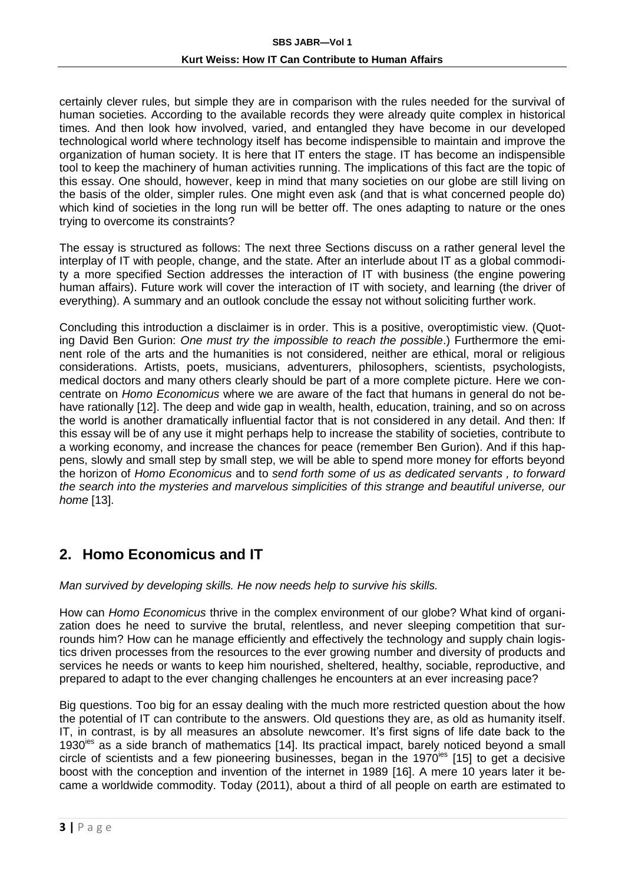certainly clever rules, but simple they are in comparison with the rules needed for the survival of human societies. According to the available records they were already quite complex in historical times. And then look how involved, varied, and entangled they have become in our developed technological world where technology itself has become indispensible to maintain and improve the organization of human society. It is here that IT enters the stage. IT has become an indispensible tool to keep the machinery of human activities running. The implications of this fact are the topic of this essay. One should, however, keep in mind that many societies on our globe are still living on the basis of the older, simpler rules. One might even ask (and that is what concerned people do) which kind of societies in the long run will be better off. The ones adapting to nature or the ones trying to overcome its constraints?

The essay is structured as follows: The next three Sections discuss on a rather general level the interplay of IT with people, change, and the state. After an interlude about IT as a global commodity a more specified Section addresses the interaction of IT with business (the engine powering human affairs). Future work will cover the interaction of IT with society, and learning (the driver of everything). A summary and an outlook conclude the essay not without soliciting further work.

Concluding this introduction a disclaimer is in order. This is a positive, overoptimistic view. (Quoting David Ben Gurion: *One must try the impossible to reach the possible*.) Furthermore the eminent role of the arts and the humanities is not considered, neither are ethical, moral or religious considerations. Artists, poets, musicians, adventurers, philosophers, scientists, psychologists, medical doctors and many others clearly should be part of a more complete picture. Here we concentrate on *Homo Economicus* where we are aware of the fact that humans in general do not behave rationally [12]. The deep and wide gap in wealth, health, education, training, and so on across the world is another dramatically influential factor that is not considered in any detail. And then: If this essay will be of any use it might perhaps help to increase the stability of societies, contribute to a working economy, and increase the chances for peace (remember Ben Gurion). And if this happens, slowly and small step by small step, we will be able to spend more money for efforts beyond the horizon of *Homo Economicus* and to *send forth some of us as dedicated servants , to forward the search into the mysteries and marvelous simplicities of this strange and beautiful universe, our home* [13].

## 2. Homo Economicus and IT

*Man survived by developing skills. He now needs help to survive his skills.*

How can *Homo Economicus* thrive in the complex environment of our globe? What kind of organization does he need to survive the brutal, relentless, and never sleeping competition that surrounds him? How can he manage efficiently and effectively the technology and supply chain logistics driven processes from the resources to the ever growing number and diversity of products and services he needs or wants to keep him nourished, sheltered, healthy, sociable, reproductive, and prepared to adapt to the ever changing challenges he encounters at an ever increasing pace?

Big questions. Too big for an essay dealing with the much more restricted question about the how the potential of IT can contribute to the answers. Old questions they are, as old as humanity itself. IT, in contrast, is by all measures an absolute newcomer. It's first signs of life date back to the 1930ies as a side branch of mathematics [14]. Its practical impact, barely noticed beyond a small circle of scientists and a few pioneering businesses, began in the 1970ies [15] to get a decisive boost with the conception and invention of the internet in 1989 [16]. A mere 10 years later it became a worldwide commodity. Today (2011), about a third of all people on earth are estimated to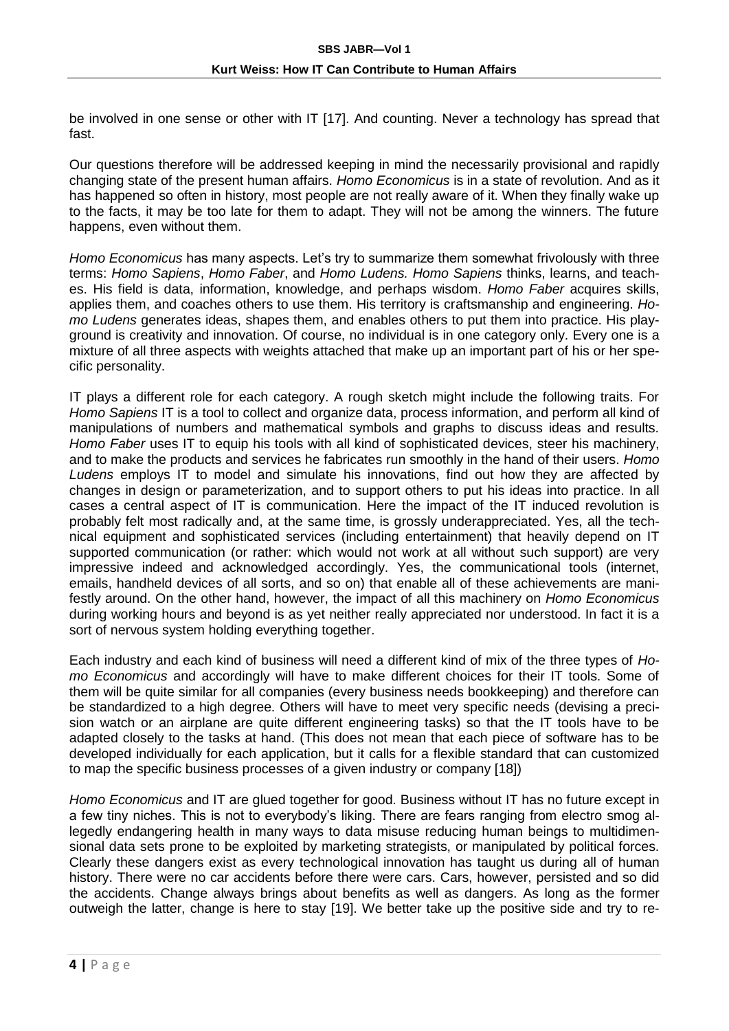be involved in one sense or other with IT [17]. And counting. Never a technology has spread that fast.

Our questions therefore will be addressed keeping in mind the necessarily provisional and rapidly changing state of the present human affairs. *Homo Economicus* is in a state of revolution. And as it has happened so often in history, most people are not really aware of it. When they finally wake up to the facts, it may be too late for them to adapt. They will not be among the winners. The future happens, even without them.

*Homo Economicus* has many aspects. Let's try to summarize them somewhat frivolously with three terms: *Homo Sapiens*, *Homo Faber*, and *Homo Ludens. Homo Sapiens* thinks, learns, and teaches. His field is data, information, knowledge, and perhaps wisdom. *Homo Faber* acquires skills, applies them, and coaches others to use them. His territory is craftsmanship and engineering. *Homo Ludens* generates ideas, shapes them, and enables others to put them into practice. His playground is creativity and innovation. Of course, no individual is in one category only. Every one is a mixture of all three aspects with weights attached that make up an important part of his or her specific personality.

IT plays a different role for each category. A rough sketch might include the following traits. For *Homo Sapiens* IT is a tool to collect and organize data, process information, and perform all kind of manipulations of numbers and mathematical symbols and graphs to discuss ideas and results. *Homo Faber* uses IT to equip his tools with all kind of sophisticated devices, steer his machinery, and to make the products and services he fabricates run smoothly in the hand of their users. *Homo Ludens* employs IT to model and simulate his innovations, find out how they are affected by changes in design or parameterization, and to support others to put his ideas into practice. In all cases a central aspect of IT is communication. Here the impact of the IT induced revolution is probably felt most radically and, at the same time, is grossly underappreciated. Yes, all the technical equipment and sophisticated services (including entertainment) that heavily depend on IT supported communication (or rather: which would not work at all without such support) are very impressive indeed and acknowledged accordingly. Yes, the communicational tools (internet, emails, handheld devices of all sorts, and so on) that enable all of these achievements are manifestly around. On the other hand, however, the impact of all this machinery on *Homo Economicus* during working hours and beyond is as yet neither really appreciated nor understood. In fact it is a sort of nervous system holding everything together.

Each industry and each kind of business will need a different kind of mix of the three types of *Homo Economicus* and accordingly will have to make different choices for their IT tools. Some of them will be quite similar for all companies (every business needs bookkeeping) and therefore can be standardized to a high degree. Others will have to meet very specific needs (devising a precision watch or an airplane are quite different engineering tasks) so that the IT tools have to be adapted closely to the tasks at hand. (This does not mean that each piece of software has to be developed individually for each application, but it calls for a flexible standard that can customized to map the specific business processes of a given industry or company [18])

*Homo Economicus* and IT are glued together for good. Business without IT has no future except in a few tiny niches. This is not to everybody's liking. There are fears ranging from electro smog allegedly endangering health in many ways to data misuse reducing human beings to multidimensional data sets prone to be exploited by marketing strategists, or manipulated by political forces. Clearly these dangers exist as every technological innovation has taught us during all of human history. There were no car accidents before there were cars. Cars, however, persisted and so did the accidents. Change always brings about benefits as well as dangers. As long as the former outweigh the latter, change is here to stay [19]. We better take up the positive side and try to re-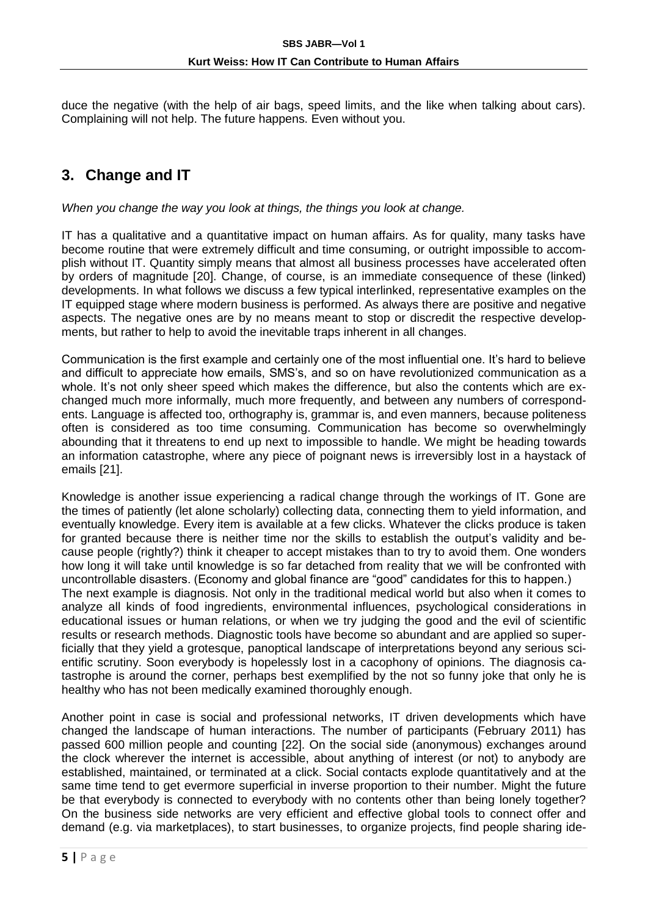duce the negative (with the help of air bags, speed limits, and the like when talking about cars). Complaining will not help. The future happens. Even without you.

## 3. Change and IT

*When you change the way you look at things, the things you look at change.*

IT has a qualitative and a quantitative impact on human affairs. As for quality, many tasks have become routine that were extremely difficult and time consuming, or outright impossible to accomplish without IT. Quantity simply means that almost all business processes have accelerated often by orders of magnitude [20]. Change, of course, is an immediate consequence of these (linked) developments. In what follows we discuss a few typical interlinked, representative examples on the IT equipped stage where modern business is performed. As always there are positive and negative aspects. The negative ones are by no means meant to stop or discredit the respective developments, but rather to help to avoid the inevitable traps inherent in all changes.

Communication is the first example and certainly one of the most influential one. It's hard to believe and difficult to appreciate how emails, SMS's, and so on have revolutionized communication as a whole. It's not only sheer speed which makes the difference, but also the contents which are exchanged much more informally, much more frequently, and between any numbers of correspondents. Language is affected too, orthography is, grammar is, and even manners, because politeness often is considered as too time consuming. Communication has become so overwhelmingly abounding that it threatens to end up next to impossible to handle. We might be heading towards an information catastrophe, where any piece of poignant news is irreversibly lost in a haystack of emails [21].

Knowledge is another issue experiencing a radical change through the workings of IT. Gone are the times of patiently (let alone scholarly) collecting data, connecting them to yield information, and eventually knowledge. Every item is available at a few clicks. Whatever the clicks produce is taken for granted because there is neither time nor the skills to establish the output's validity and because people (rightly?) think it cheaper to accept mistakes than to try to avoid them. One wonders how long it will take until knowledge is so far detached from reality that we will be confronted with uncontrollable disasters. (Economy and global finance are "good" candidates for this to happen.)

The next example is diagnosis. Not only in the traditional medical world but also when it comes to analyze all kinds of food ingredients, environmental influences, psychological considerations in educational issues or human relations, or when we try judging the good and the evil of scientific results or research methods. Diagnostic tools have become so abundant and are applied so superficially that they yield a grotesque, panoptical landscape of interpretations beyond any serious scientific scrutiny. Soon everybody is hopelessly lost in a cacophony of opinions. The diagnosis catastrophe is around the corner, perhaps best exemplified by the not so funny joke that only he is healthy who has not been medically examined thoroughly enough.

Another point in case is social and professional networks, IT driven developments which have changed the landscape of human interactions. The number of participants (February 2011) has passed 600 million people and counting [22]. On the social side (anonymous) exchanges around the clock wherever the internet is accessible, about anything of interest (or not) to anybody are established, maintained, or terminated at a click. Social contacts explode quantitatively and at the same time tend to get evermore superficial in inverse proportion to their number. Might the future be that everybody is connected to everybody with no contents other than being lonely together? On the business side networks are very efficient and effective global tools to connect offer and demand (e.g. via marketplaces), to start businesses, to organize projects, find people sharing ide-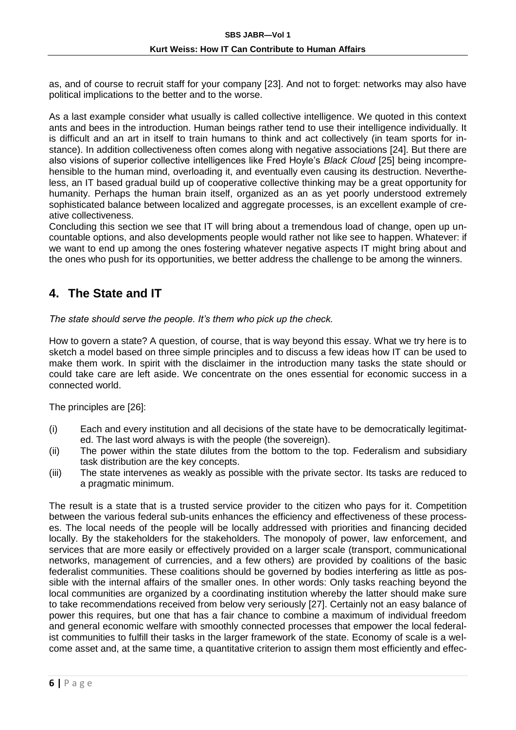as, and of course to recruit staff for your company [23]. And not to forget: networks may also have political implications to the better and to the worse.

As a last example consider what usually is called collective intelligence. We quoted in this context ants and bees in the introduction. Human beings rather tend to use their intelligence individually. It is difficult and an art in itself to train humans to think and act collectively (in team sports for instance). In addition collectiveness often comes along with negative associations [24]. But there are also visions of superior collective intelligences like Fred Hoyle's *Black Cloud* [25] being incomprehensible to the human mind, overloading it, and eventually even causing its destruction. Nevertheless, an IT based gradual build up of cooperative collective thinking may be a great opportunity for humanity. Perhaps the human brain itself, organized as an as yet poorly understood extremely sophisticated balance between localized and aggregate processes, is an excellent example of creative collectiveness.

Concluding this section we see that IT will bring about a tremendous load of change, open up uncountable options, and also developments people would rather not like see to happen. Whatever: if we want to end up among the ones fostering whatever negative aspects IT might bring about and the ones who push for its opportunities, we better address the challenge to be among the winners.

## 4. The State and IT

*The state should serve the people. It's them who pick up the check.*

How to govern a state? A question, of course, that is way beyond this essay. What we try here is to sketch a model based on three simple principles and to discuss a few ideas how IT can be used to make them work. In spirit with the disclaimer in the introduction many tasks the state should or could take care are left aside. We concentrate on the ones essential for economic success in a connected world.

The principles are [26]:

(i) Each and every institution and all decisions of the state have to be democratically legitimated. The last word always is with the people (the sovereign).

(ii) The power within the state dilutes from the bottom to the top. Federalism and subsidiary task distribution are the key concepts.

(iii) The state intervenes as weakly as possible with the private sector. Its tasks are reduced to a pragmatic minimum.

The result is a state that is a trusted service provider to the citizen who pays for it. Competition between the various federal sub-units enhances the efficiency and effectiveness of these processes. The local needs of the people will be locally addressed with priorities and financing decided locally. By the stakeholders for the stakeholders. The monopoly of power, law enforcement, and services that are more easily or effectively provided on a larger scale (transport, communicational networks, management of currencies, and a few others) are provided by coalitions of the basic federalist communities. These coalitions should be governed by bodies interfering as little as possible with the internal affairs of the smaller ones. In other words: Only tasks reaching beyond the local communities are organized by a coordinating institution whereby the latter should make sure to take recommendations received from below very seriously [27]. Certainly not an easy balance of power this requires, but one that has a fair chance to combine a maximum of individual freedom and general economic welfare with smoothly connected processes that empower the local federalist communities to fulfill their tasks in the larger framework of the state. Economy of scale is a welcome asset and, at the same time, a quantitative criterion to assign them most efficiently and effec-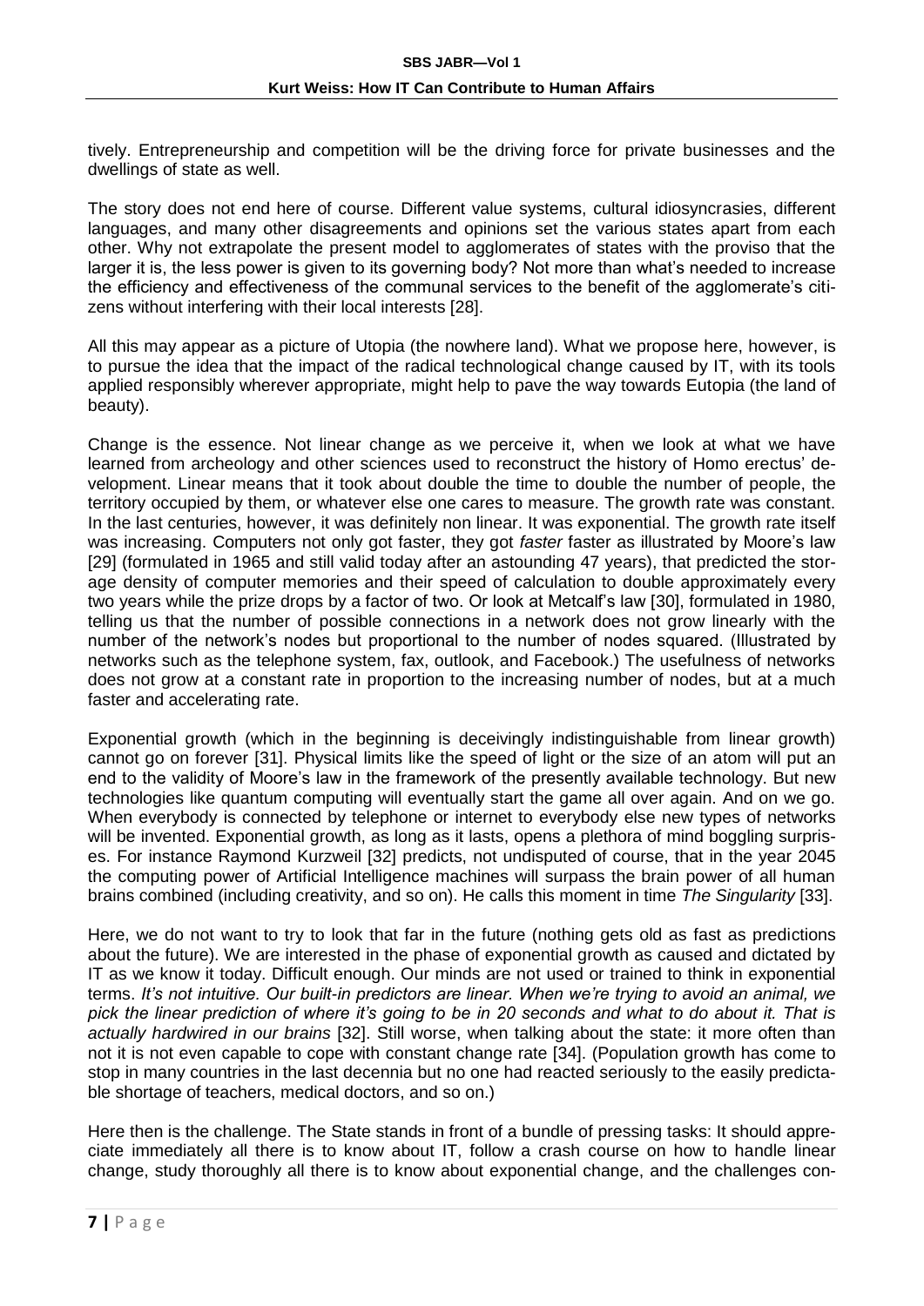tively. Entrepreneurship and competition will be the driving force for private businesses and the dwellings of state as well.

The story does not end here of course. Different value systems, cultural idiosyncrasies, different languages, and many other disagreements and opinions set the various states apart from each other. Why not extrapolate the present model to agglomerates of states with the proviso that the larger it is, the less power is given to its governing body? Not more than what's needed to increase the efficiency and effectiveness of the communal services to the benefit of the agglomerate's citizens without interfering with their local interests [28].

All this may appear as a picture of Utopia (the nowhere land). What we propose here, however, is to pursue the idea that the impact of the radical technological change caused by IT, with its tools applied responsibly wherever appropriate, might help to pave the way towards Eutopia (the land of beauty).

Change is the essence. Not linear change as we perceive it, when we look at what we have learned from archeology and other sciences used to reconstruct the history of Homo erectus' development. Linear means that it took about double the time to double the number of people, the territory occupied by them, or whatever else one cares to measure. The growth rate was constant. In the last centuries, however, it was definitely non linear. It was exponential. The growth rate itself was increasing. Computers not only got faster, they got *faster* faster as illustrated by Moore's law [29] (formulated in 1965 and still valid today after an astounding 47 years), that predicted the storage density of computer memories and their speed of calculation to double approximately every two years while the prize drops by a factor of two. Or look at Metcalf's law [30], formulated in 1980, telling us that the number of possible connections in a network does not grow linearly with the number of the network's nodes but proportional to the number of nodes squared. (Illustrated by networks such as the telephone system, fax, outlook, and Facebook.) The usefulness of networks does not grow at a constant rate in proportion to the increasing number of nodes, but at a much faster and accelerating rate.

Exponential growth (which in the beginning is deceivingly indistinguishable from linear growth) cannot go on forever [31]. Physical limits like the speed of light or the size of an atom will put an end to the validity of Moore's law in the framework of the presently available technology. But new technologies like quantum computing will eventually start the game all over again. And on we go. When everybody is connected by telephone or internet to everybody else new types of networks will be invented. Exponential growth, as long as it lasts, opens a plethora of mind boggling surprises. For instance Raymond Kurzweil [32] predicts, not undisputed of course, that in the year 2045 the computing power of Artificial Intelligence machines will surpass the brain power of all human brains combined (including creativity, and so on). He calls this moment in time *The Singularity* [33].

Here, we do not want to try to look that far in the future (nothing gets old as fast as predictions about the future). We are interested in the phase of exponential growth as caused and dictated by IT as we know it today. Difficult enough. Our minds are not used or trained to think in exponential terms. *It's not intuitive. Our built-in predictors are linear. When we're trying to avoid an animal, we pick the linear prediction of where it's going to be in 20 seconds and what to do about it. That is actually hardwired in our brains* [32]. Still worse, when talking about the state: it more often than not it is not even capable to cope with constant change rate [34]. (Population growth has come to stop in many countries in the last decennia but no one had reacted seriously to the easily predictable shortage of teachers, medical doctors, and so on.)

Here then is the challenge. The State stands in front of a bundle of pressing tasks: It should appreciate immediately all there is to know about IT, follow a crash course on how to handle linear change, study thoroughly all there is to know about exponential change, and the challenges con-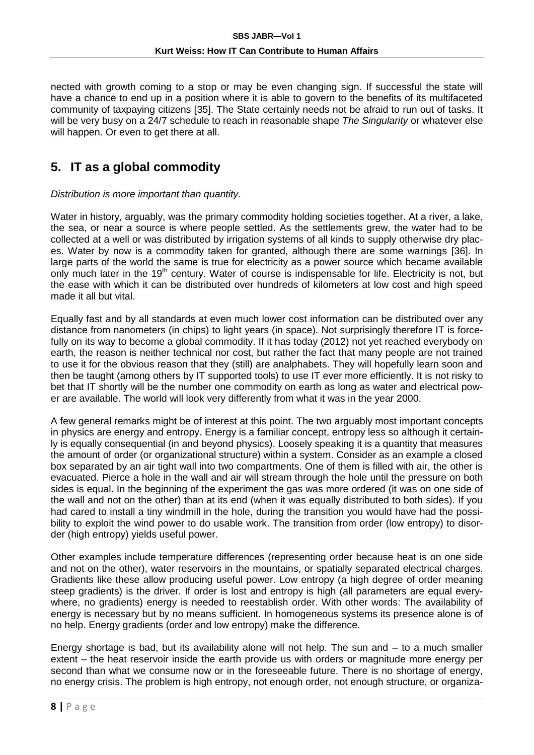nected with growth coming to a stop or may be even changing sign. If successful the state will have a chance to end up in a position where it is able to govern to the benefits of its multifaceted community of taxpaying citizens [35]. The State certainly needs not be afraid to run out of tasks. It will be very busy on a 24/7 schedule to reach in reasonable shape *The Singularity* or whatever else will happen. Or even to get there at all.

## 5. IT as a global commodity

*Distribution is more important than quantity.*

Water in history, arguably, was the primary commodity holding societies together. At a river, a lake, the sea, or near a source is where people settled. As the settlements grew, the water had to be collected at a well or was distributed by irrigation systems of all kinds to supply otherwise dry places. Water by now is a commodity taken for granted, although there are some warnings [36]. In large parts of the world the same is true for electricity as a power source which became available only much later in the 19th century. Water of course is indispensable for life. Electricity is not, but the ease with which it can be distributed over hundreds of kilometers at low cost and high speed made it all but vital.

Equally fast and by all standards at even much lower cost information can be distributed over any distance from nanometers (in chips) to light years (in space). Not surprisingly therefore IT is forcefully on its way to become a global commodity. If it has today (2012) not yet reached everybody on earth, the reason is neither technical nor cost, but rather the fact that many people are not trained to use it for the obvious reason that they (still) are analphabets. They will hopefully learn soon and then be taught (among others by IT supported tools) to use IT ever more efficiently. It is not risky to bet that IT shortly will be the number one commodity on earth as long as water and electrical power are available. The world will look very differently from what it was in the year 2000.

A few general remarks might be of interest at this point. The two arguably most important concepts in physics are energy and entropy. Energy is a familiar concept, entropy less so although it certainly is equally consequential (in and beyond physics). Loosely speaking it is a quantity that measures the amount of order (or organizational structure) within a system. Consider as an example a closed box separated by an air tight wall into two compartments. One of them is filled with air, the other is evacuated. Pierce a hole in the wall and air will stream through the hole until the pressure on both sides is equal. In the beginning of the experiment the gas was more ordered (it was on one side of the wall and not on the other) than at its end (when it was equally distributed to both sides). If you had cared to install a tiny windmill in the hole, during the transition you would have had the possibility to exploit the wind power to do usable work. The transition from order (low entropy) to disorder (high entropy) yields useful power.

Other examples include temperature differences (representing order because heat is on one side and not on the other), water reservoirs in the mountains, or spatially separated electrical charges. Gradients like these allow producing useful power. Low entropy (a high degree of order meaning steep gradients) is the driver. If order is lost and entropy is high (all parameters are equal everywhere, no gradients) energy is needed to reestablish order. With other words: The availability of energy is necessary but by no means sufficient. In homogeneous systems its presence alone is of no help. Energy gradients (order and low entropy) make the difference.

Energy shortage is bad, but its availability alone will not help. The sun and – to a much smaller extent – the heat reservoir inside the earth provide us with orders or magnitude more energy per second than what we consume now or in the foreseeable future. There is no shortage of energy, no energy crisis. The problem is high entropy, not enough order, not enough structure, or organiza-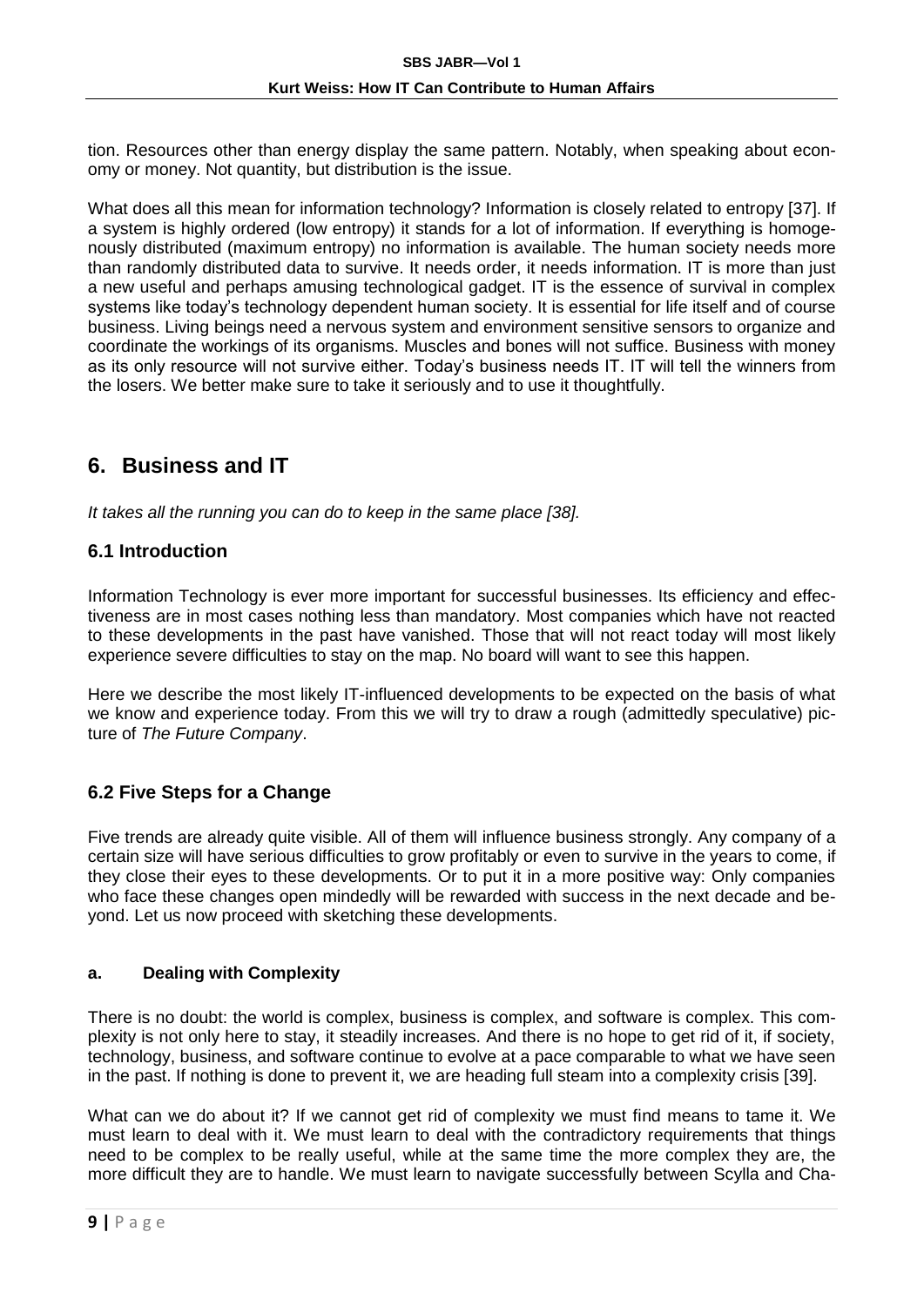tion. Resources other than energy display the same pattern. Notably, when speaking about economy or money. Not quantity, but distribution is the issue.

What does all this mean for information technology? Information is closely related to entropy [37]. If a system is highly ordered (low entropy) it stands for a lot of information. If everything is homogenously distributed (maximum entropy) no information is available. The human society needs more than randomly distributed data to survive. It needs order, it needs information. IT is more than just a new useful and perhaps amusing technological gadget. IT is the essence of survival in complex systems like today's technology dependent human society. It is essential for life itself and of course business. Living beings need a nervous system and environment sensitive sensors to organize and coordinate the workings of its organisms. Muscles and bones will not suffice. Business with money as its only resource will not survive either. Today's business needs IT. IT will tell the winners from the losers. We better make sure to take it seriously and to use it thoughtfully.

## 6. Business and IT

*It takes all the running you can do to keep in the same place [38].*

### 6.1 Introduction

Information Technology is ever more important for successful businesses. Its efficiency and effectiveness are in most cases nothing less than mandatory. Most companies which have not reacted to these developments in the past have vanished. Those that will not react today will most likely experience severe difficulties to stay on the map. No board will want to see this happen.

Here we describe the most likely IT-influenced developments to be expected on the basis of what we know and experience today. From this we will try to draw a rough (admittedly speculative) picture of *The Future Company*.

### 6.2 Five Steps for a Change

Five trends are already quite visible. All of them will influence business strongly. Any company of a certain size will have serious difficulties to grow profitably or even to survive in the years to come, if they close their eyes to these developments. Or to put it in a more positive way: Only companies who face these changes open mindedly will be rewarded with success in the next decade and beyond. Let us now proceed with sketching these developments.

#### a. Dealing with Complexity

There is no doubt: the world is complex, business is complex, and software is complex. This complexity is not only here to stay, it steadily increases. And there is no hope to get rid of it, if society, technology, business, and software continue to evolve at a pace comparable to what we have seen in the past. If nothing is done to prevent it, we are heading full steam into a complexity crisis [39].

What can we do about it? If we cannot get rid of complexity we must find means to tame it. We must learn to deal with it. We must learn to deal with the contradictory requirements that things need to be complex to be really useful, while at the same time the more complex they are, the more difficult they are to handle. We must learn to navigate successfully between Scylla and Cha-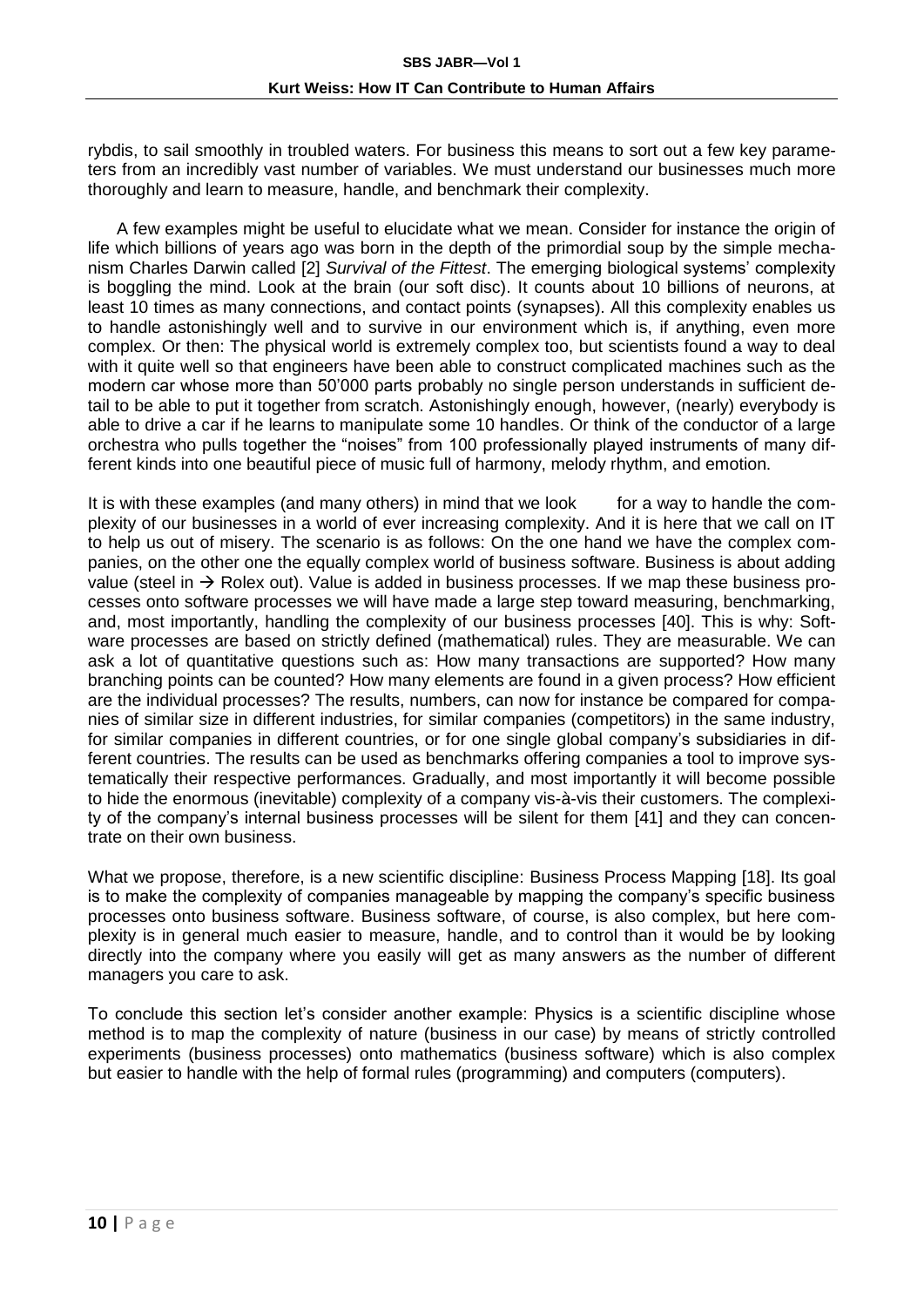rybdis, to sail smoothly in troubled waters. For business this means to sort out a few key parameters from an incredibly vast number of variables. We must understand our businesses much more thoroughly and learn to measure, handle, and benchmark their complexity.

A few examples might be useful to elucidate what we mean. Consider for instance the origin of life which billions of years ago was born in the depth of the primordial soup by the simple mechanism Charles Darwin called [2] *Survival of the Fittest*. The emerging biological systems' complexity is boggling the mind. Look at the brain (our soft disc). It counts about 10 billions of neurons, at least 10 times as many connections, and contact points (synapses). All this complexity enables us to handle astonishingly well and to survive in our environment which is, if anything, even more complex. Or then: The physical world is extremely complex too, but scientists found a way to deal with it quite well so that engineers have been able to construct complicated machines such as the modern car whose more than 50'000 parts probably no single person understands in sufficient detail to be able to put it together from scratch. Astonishingly enough, however, (nearly) everybody is able to drive a car if he learns to manipulate some 10 handles. Or think of the conductor of a large orchestra who pulls together the "noises" from 100 professionally played instruments of many different kinds into one beautiful piece of music full of harmony, melody rhythm, and emotion.

It is with these examples (and many others) in mind that we look for a way to handle the complexity of our businesses in a world of ever increasing complexity. And it is here that we call on IT to help us out of misery. The scenario is as follows: On the one hand we have the complex companies, on the other one the equally complex world of business software. Business is about adding value (steel in → Rolex out). Value is added in business processes. If we map these business processes onto software processes we will have made a large step toward measuring, benchmarking, and, most importantly, handling the complexity of our business processes [40]. This is why: Software processes are based on strictly defined (mathematical) rules. They are measurable. We can ask a lot of quantitative questions such as: How many transactions are supported? How many branching points can be counted? How many elements are found in a given process? How efficient are the individual processes? The results, numbers, can now for instance be compared for companies of similar size in different industries, for similar companies (competitors) in the same industry, for similar companies in different countries, or for one single global company's subsidiaries in different countries. The results can be used as benchmarks offering companies a tool to improve systematically their respective performances. Gradually, and most importantly it will become possible to hide the enormous (inevitable) complexity of a company vis-à-vis their customers. The complexity of the company's internal business processes will be silent for them [41] and they can concentrate on their own business.

What we propose, therefore, is a new scientific discipline: Business Process Mapping [18]. Its goal is to make the complexity of companies manageable by mapping the company's specific business processes onto business software. Business software, of course, is also complex, but here complexity is in general much easier to measure, handle, and to control than it would be by looking directly into the company where you easily will get as many answers as the number of different managers you care to ask.

To conclude this section let's consider another example: Physics is a scientific discipline whose method is to map the complexity of nature (business in our case) by means of strictly controlled experiments (business processes) onto mathematics (business software) which is also complex but easier to handle with the help of formal rules (programming) and computers (computers).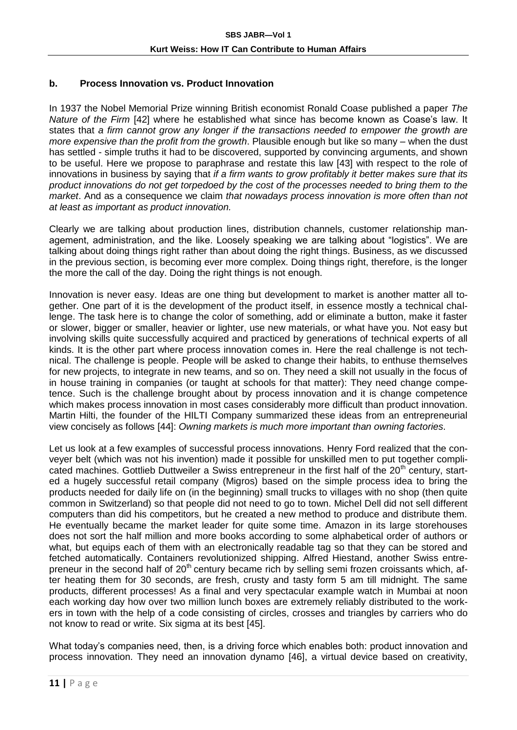### b. Process Innovation vs. Product Innovation

In 1937 the Nobel Memorial Prize winning British economist Ronald Coase published a paper *The Nature of the Firm* [42] where he established what since has become known as Coase's law. It states that *a firm cannot grow any longer if the transactions needed to empower the growth are more expensive than the profit from the growth*. Plausible enough but like so many – when the dust has settled - simple truths it had to be discovered, supported by convincing arguments, and shown to be useful. Here we propose to paraphrase and restate this law [43] with respect to the role of innovations in business by saying that *if a firm wants to grow profitably it better makes sure that its product innovations do not get torpedoed by the cost of the processes needed to bring them to the market*. And as a consequence we claim *that nowadays process innovation is more often than not at least as important as product innovation.*

Clearly we are talking about production lines, distribution channels, customer relationship management, administration, and the like. Loosely speaking we are talking about "logistics". We are talking about doing things right rather than about doing the right things. Business, as we discussed in the previous section, is becoming ever more complex. Doing things right, therefore, is the longer the more the call of the day. Doing the right things is not enough.

Innovation is never easy. Ideas are one thing but development to market is another matter all together. One part of it is the development of the product itself, in essence mostly a technical challenge. The task here is to change the color of something, add or eliminate a button, make it faster or slower, bigger or smaller, heavier or lighter, use new materials, or what have you. Not easy but involving skills quite successfully acquired and practiced by generations of technical experts of all kinds. It is the other part where process innovation comes in. Here the real challenge is not technical. The challenge is people. People will be asked to change their habits, to enthuse themselves for new projects, to integrate in new teams, and so on. They need a skill not usually in the focus of in house training in companies (or taught at schools for that matter): They need change competence. Such is the challenge brought about by process innovation and it is change competence which makes process innovation in most cases considerably more difficult than product innovation. Martin Hilti, the founder of the HILTI Company summarized these ideas from an entrepreneurial view concisely as follows [44]: *Owning markets is much more important than owning factories*.

Let us look at a few examples of successful process innovations. Henry Ford realized that the conveyer belt (which was not his invention) made it possible for unskilled men to put together complicated machines. Gottlieb Duttweiler a Swiss entrepreneur in the first half of the 20th century, started a hugely successful retail company (Migros) based on the simple process idea to bring the products needed for daily life on (in the beginning) small trucks to villages with no shop (then quite common in Switzerland) so that people did not need to go to town. Michel Dell did not sell different computers than did his competitors, but he created a new method to produce and distribute them. He eventually became the market leader for quite some time. Amazon in its large storehouses does not sort the half million and more books according to some alphabetical order of authors or what, but equips each of them with an electronically readable tag so that they can be stored and fetched automatically. Containers revolutionized shipping. Alfred Hiestand, another Swiss entrepreneur in the second half of 20th century became rich by selling semi frozen croissants which, after heating them for 30 seconds, are fresh, crusty and tasty form 5 am till midnight. The same products, different processes! As a final and very spectacular example watch in Mumbai at noon each working day how over two million lunch boxes are extremely reliably distributed to the workers in town with the help of a code consisting of circles, crosses and triangles by carriers who do not know to read or write. Six sigma at its best [45].

What today's companies need, then, is a driving force which enables both: product innovation and process innovation. They need an innovation dynamo [46], a virtual device based on creativity,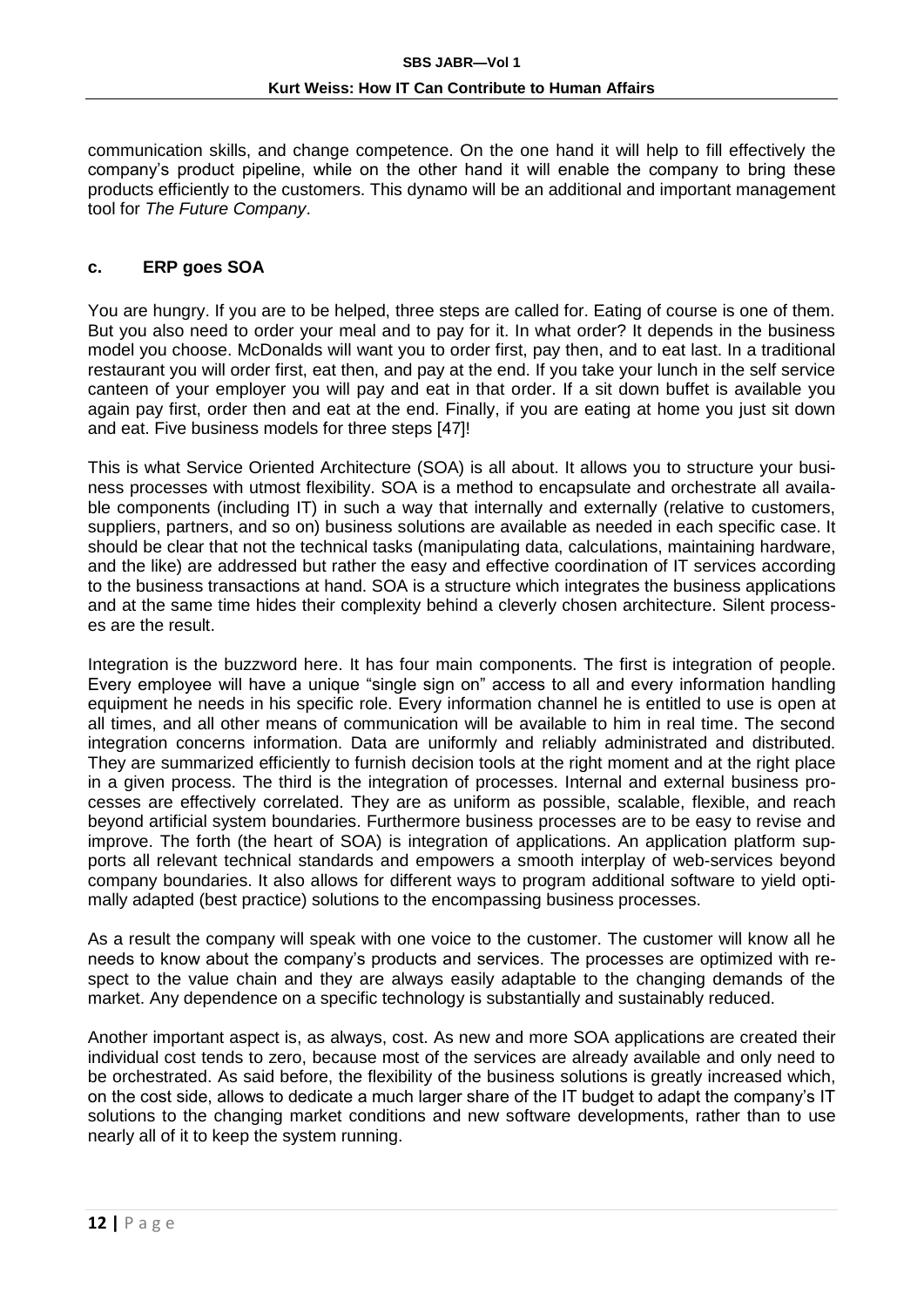communication skills, and change competence. On the one hand it will help to fill effectively the company's product pipeline, while on the other hand it will enable the company to bring these products efficiently to the customers. This dynamo will be an additional and important management tool for *The Future Company*.

### c. ERP goes SOA

You are hungry. If you are to be helped, three steps are called for. Eating of course is one of them. But you also need to order your meal and to pay for it. In what order? It depends in the business model you choose. McDonalds will want you to order first, pay then, and to eat last. In a traditional restaurant you will order first, eat then, and pay at the end. If you take your lunch in the self service canteen of your employer you will pay and eat in that order. If a sit down buffet is available you again pay first, order then and eat at the end. Finally, if you are eating at home you just sit down and eat. Five business models for three steps [47]!

This is what Service Oriented Architecture (SOA) is all about. It allows you to structure your business processes with utmost flexibility. SOA is a method to encapsulate and orchestrate all available components (including IT) in such a way that internally and externally (relative to customers, suppliers, partners, and so on) business solutions are available as needed in each specific case. It should be clear that not the technical tasks (manipulating data, calculations, maintaining hardware, and the like) are addressed but rather the easy and effective coordination of IT services according to the business transactions at hand. SOA is a structure which integrates the business applications and at the same time hides their complexity behind a cleverly chosen architecture. Silent processes are the result.

Integration is the buzzword here. It has four main components. The first is integration of people. Every employee will have a unique "single sign on" access to all and every information handling equipment he needs in his specific role. Every information channel he is entitled to use is open at all times, and all other means of communication will be available to him in real time. The second integration concerns information. Data are uniformly and reliably administrated and distributed. They are summarized efficiently to furnish decision tools at the right moment and at the right place in a given process. The third is the integration of processes. Internal and external business processes are effectively correlated. They are as uniform as possible, scalable, flexible, and reach beyond artificial system boundaries. Furthermore business processes are to be easy to revise and improve. The forth (the heart of SOA) is integration of applications. An application platform supports all relevant technical standards and empowers a smooth interplay of web-services beyond company boundaries. It also allows for different ways to program additional software to yield optimally adapted (best practice) solutions to the encompassing business processes.

As a result the company will speak with one voice to the customer. The customer will know all he needs to know about the company's products and services. The processes are optimized with respect to the value chain and they are always easily adaptable to the changing demands of the market. Any dependence on a specific technology is substantially and sustainably reduced.

Another important aspect is, as always, cost. As new and more SOA applications are created their individual cost tends to zero, because most of the services are already available and only need to be orchestrated. As said before, the flexibility of the business solutions is greatly increased which, on the cost side, allows to dedicate a much larger share of the IT budget to adapt the company's IT solutions to the changing market conditions and new software developments, rather than to use nearly all of it to keep the system running.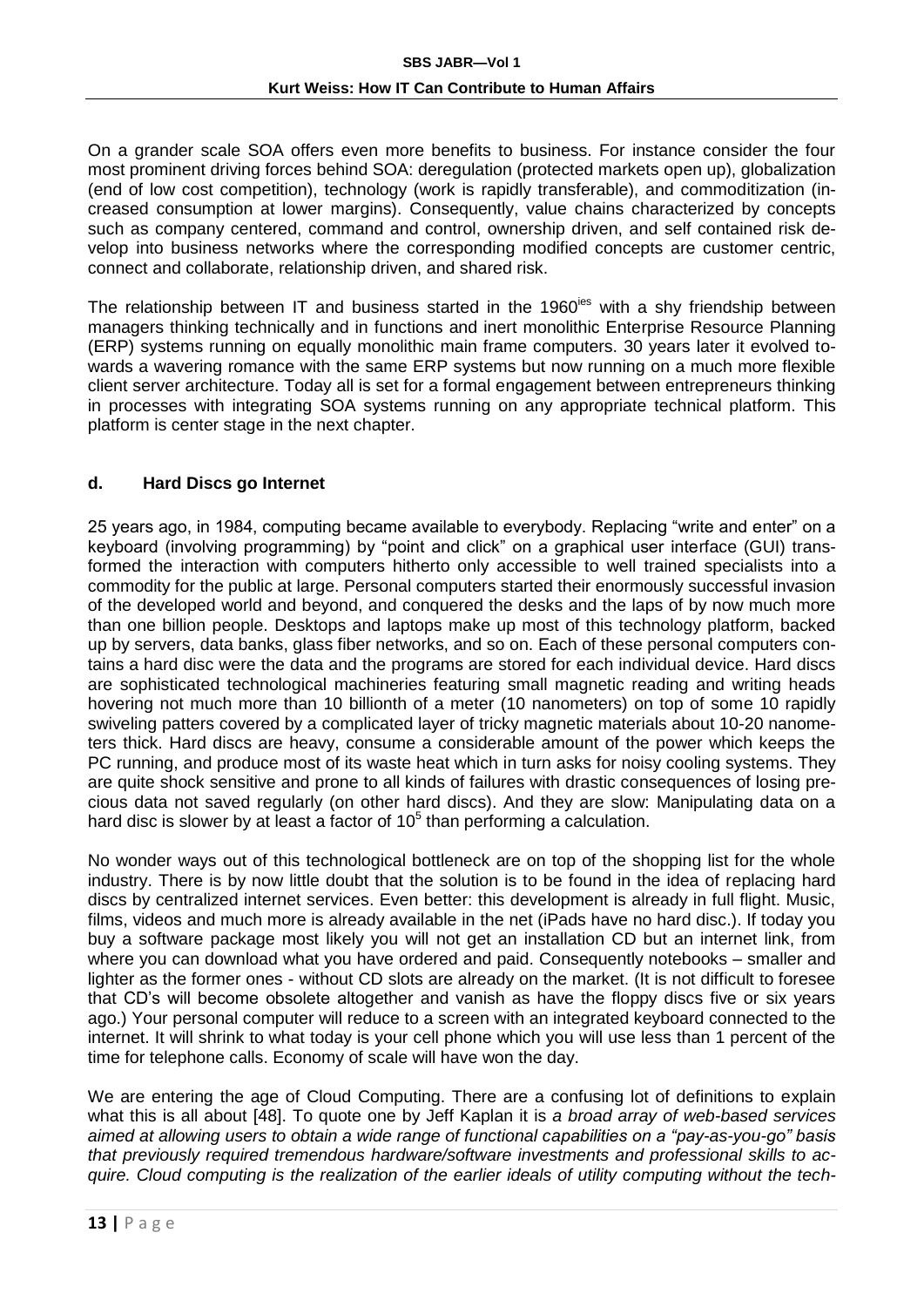On a grander scale SOA offers even more benefits to business. For instance consider the four most prominent driving forces behind SOA: deregulation (protected markets open up), globalization (end of low cost competition), technology (work is rapidly transferable), and commoditization (increased consumption at lower margins). Consequently, value chains characterized by concepts such as company centered, command and control, ownership driven, and self contained risk develop into business networks where the corresponding modified concepts are customer centric, connect and collaborate, relationship driven, and shared risk.

The relationship between IT and business started in the 1960[ies] with a shy friendship between managers thinking technically and in functions and inert monolithic Enterprise Resource Planning (ERP) systems running on equally monolithic main frame computers. 30 years later it evolved towards a wavering romance with the same ERP systems but now running on a much more flexible client server architecture. Today all is set for a formal engagement between entrepreneurs thinking in processes with integrating SOA systems running on any appropriate technical platform. This platform is center stage in the next chapter.

### d. Hard Discs go Internet

25 years ago, in 1984, computing became available to everybody. Replacing "write and enter" on a keyboard (involving programming) by "point and click" on a graphical user interface (GUI) transformed the interaction with computers hitherto only accessible to well trained specialists into a commodity for the public at large. Personal computers started their enormously successful invasion of the developed world and beyond, and conquered the desks and the laps of by now much more than one billion people. Desktops and laptops make up most of this technology platform, backed up by servers, data banks, glass fiber networks, and so on. Each of these personal computers contains a hard disc were the data and the programs are stored for each individual device. Hard discs are sophisticated technological machineries featuring small magnetic reading and writing heads hovering not much more than 10 billionth of a meter (10 nanometers) on top of some 10 rapidly swiveling patters covered by a complicated layer of tricky magnetic materials about 10-20 nanometers thick. Hard discs are heavy, consume a considerable amount of the power which keeps the PC running, and produce most of its waste heat which in turn asks for noisy cooling systems. They are quite shock sensitive and prone to all kinds of failures with drastic consequences of losing precious data not saved regularly (on other hard discs). And they are slow: Manipulating data on a hard disc is slower by at least a factor of $10^5$ than performing a calculation.

No wonder ways out of this technological bottleneck are on top of the shopping list for the whole industry. There is by now little doubt that the solution is to be found in the idea of replacing hard discs by centralized internet services. Even better: this development is already in full flight. Music, films, videos and much more is already available in the net (iPads have no hard disc.). If today you buy a software package most likely you will not get an installation CD but an internet link, from where you can download what you have ordered and paid. Consequently notebooks – smaller and lighter as the former ones - without CD slots are already on the market. (It is not difficult to foresee that CD's will become obsolete altogether and vanish as have the floppy discs five or six years ago.) Your personal computer will reduce to a screen with an integrated keyboard connected to the internet. It will shrink to what today is your cell phone which you will use less than 1 percent of the time for telephone calls. Economy of scale will have won the day.

We are entering the age of Cloud Computing. There are a confusing lot of definitions to explain what this is all about [48]. To quote one by Jeff Kaplan it is *a broad array of web-based services aimed at allowing users to obtain a wide range of functional capabilities on a "pay-as-you-go" basis that previously required tremendous hardware/software investments and professional skills to acquire. Cloud computing is the realization of the earlier ideals of utility computing without the tech-*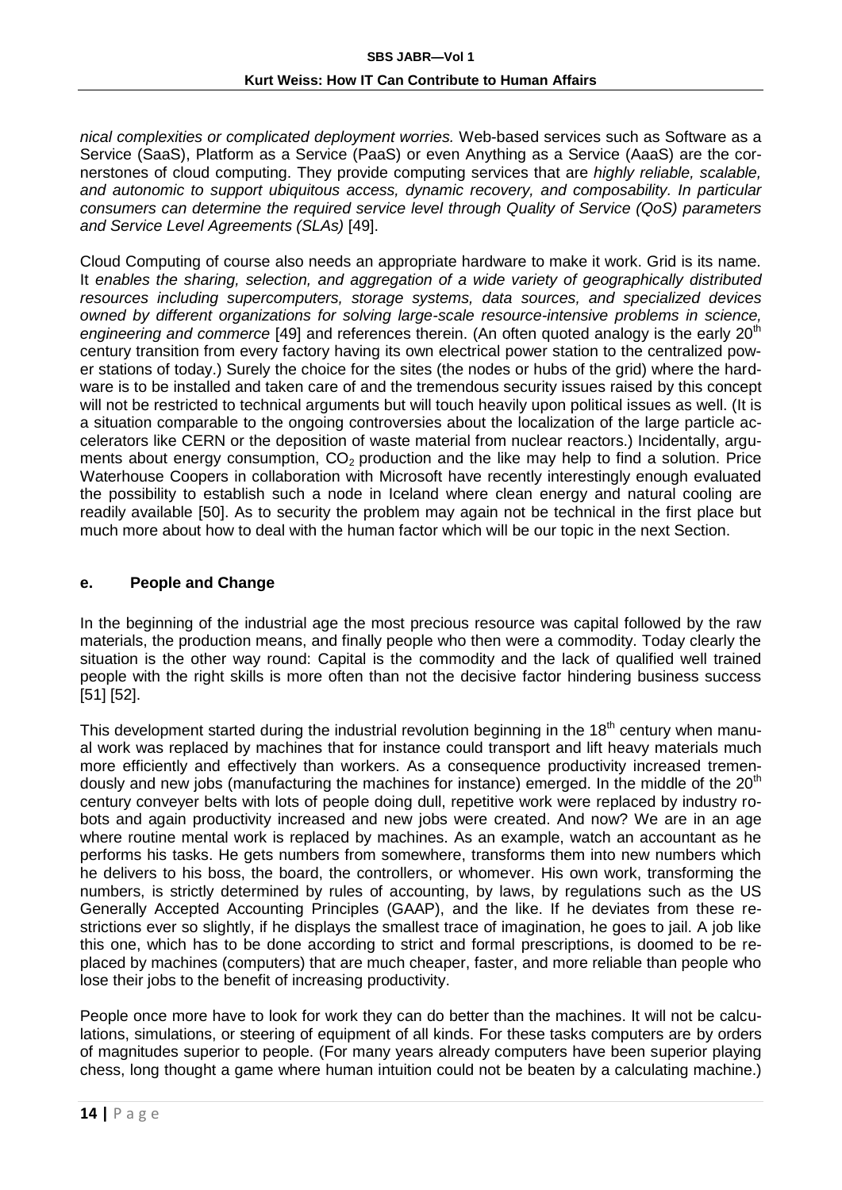*nical complexities or complicated deployment worries.* Web-based services such as Software as a Service (SaaS), Platform as a Service (PaaS) or even Anything as a Service (AaaS) are the cornerstones of cloud computing. They provide computing services that are *highly reliable, scalable, and autonomic to support ubiquitous access, dynamic recovery, and composability. In particular consumers can determine the required service level through Quality of Service (QoS) parameters and Service Level Agreements (SLAs)* [49].

Cloud Computing of course also needs an appropriate hardware to make it work. Grid is its name. It *enables the sharing, selection, and aggregation of a wide variety of geographically distributed resources including supercomputers, storage systems, data sources, and specialized devices owned by different organizations for solving large-scale resource-intensive problems in science, engineering and commerce* [49] and references therein. (An often quoted analogy is the early 20th century transition from every factory having its own electrical power station to the centralized power stations of today.) Surely the choice for the sites (the nodes or hubs of the grid) where the hardware is to be installed and taken care of and the tremendous security issues raised by this concept will not be restricted to technical arguments but will touch heavily upon political issues as well. (It is a situation comparable to the ongoing controversies about the localization of the large particle accelerators like CERN or the deposition of waste material from nuclear reactors.) Incidentally, arguments about energy consumption, $CO_2$ production and the like may help to find a solution. Price Waterhouse Coopers in collaboration with Microsoft have recently interestingly enough evaluated the possibility to establish such a node in Iceland where clean energy and natural cooling are readily available [50]. As to security the problem may again not be technical in the first place but much more about how to deal with the human factor which will be our topic in the next Section.

## e. People and Change

In the beginning of the industrial age the most precious resource was capital followed by the raw materials, the production means, and finally people who then were a commodity. Today clearly the situation is the other way round: Capital is the commodity and the lack of qualified well trained people with the right skills is more often than not the decisive factor hindering business success [51] [52].

This development started during the industrial revolution beginning in the 18th century when manual work was replaced by machines that for instance could transport and lift heavy materials much more efficiently and effectively than workers. As a consequence productivity increased tremendously and new jobs (manufacturing the machines for instance) emerged. In the middle of the 20th century conveyer belts with lots of people doing dull, repetitive work were replaced by industry robots and again productivity increased and new jobs were created. And now? We are in an age where routine mental work is replaced by machines. As an example, watch an accountant as he performs his tasks. He gets numbers from somewhere, transforms them into new numbers which he delivers to his boss, the board, the controllers, or whomever. His own work, transforming the numbers, is strictly determined by rules of accounting, by laws, by regulations such as the US Generally Accepted Accounting Principles (GAAP), and the like. If he deviates from these restrictions ever so slightly, if he displays the smallest trace of imagination, he goes to jail. A job like this one, which has to be done according to strict and formal prescriptions, is doomed to be replaced by machines (computers) that are much cheaper, faster, and more reliable than people who lose their jobs to the benefit of increasing productivity.

People once more have to look for work they can do better than the machines. It will not be calculations, simulations, or steering of equipment of all kinds. For these tasks computers are by orders of magnitudes superior to people. (For many years already computers have been superior playing chess, long thought a game where human intuition could not be beaten by a calculating machine.)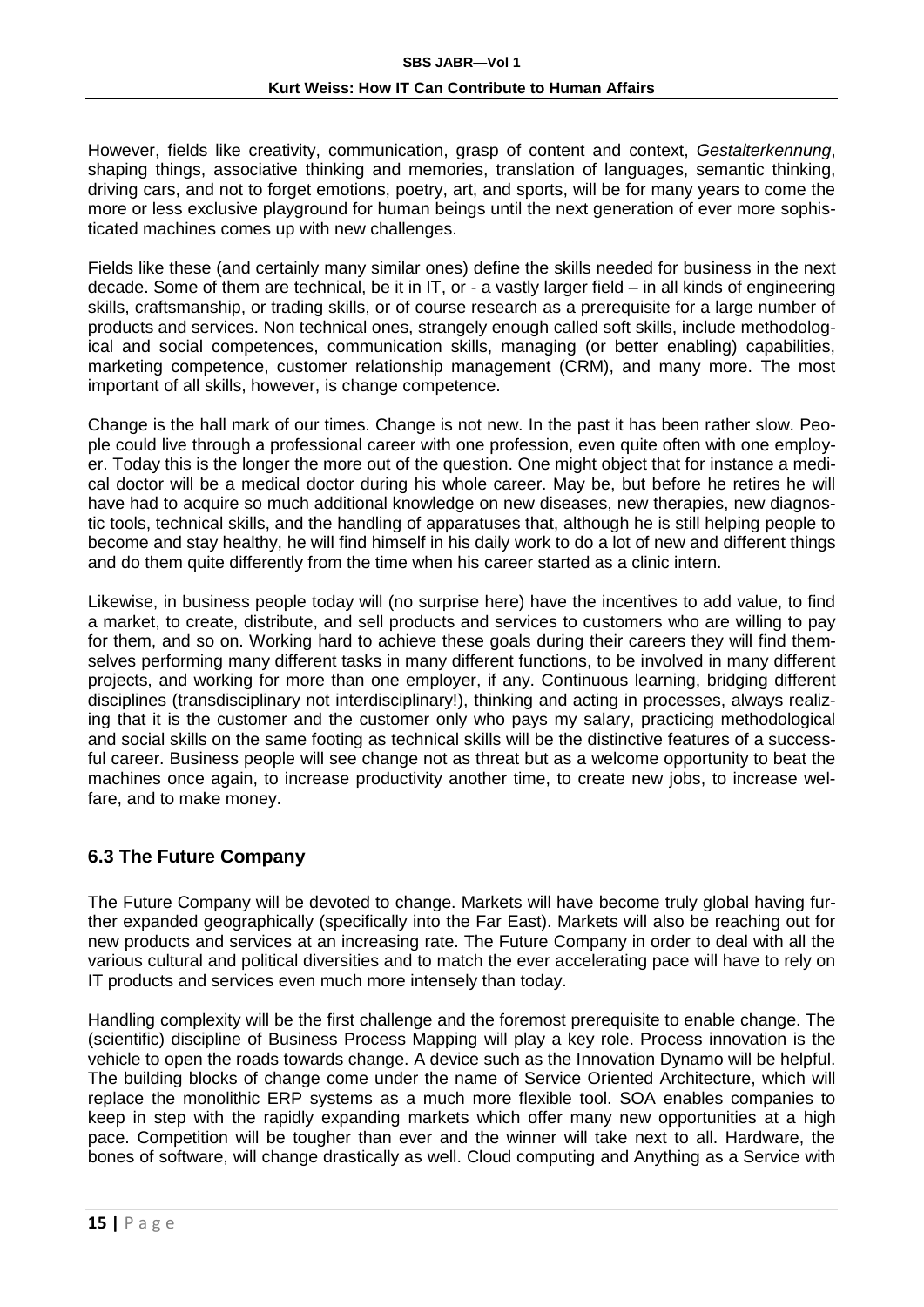However, fields like creativity, communication, grasp of content and context, *Gestalterkennung*, shaping things, associative thinking and memories, translation of languages, semantic thinking, driving cars, and not to forget emotions, poetry, art, and sports, will be for many years to come the more or less exclusive playground for human beings until the next generation of ever more sophisticated machines comes up with new challenges.

Fields like these (and certainly many similar ones) define the skills needed for business in the next decade. Some of them are technical, be it in IT, or - a vastly larger field – in all kinds of engineering skills, craftsmanship, or trading skills, or of course research as a prerequisite for a large number of products and services. Non technical ones, strangely enough called soft skills, include methodological and social competences, communication skills, managing (or better enabling) capabilities, marketing competence, customer relationship management (CRM), and many more. The most important of all skills, however, is change competence.

Change is the hall mark of our times. Change is not new. In the past it has been rather slow. People could live through a professional career with one profession, even quite often with one employer. Today this is the longer the more out of the question. One might object that for instance a medical doctor will be a medical doctor during his whole career. May be, but before he retires he will have had to acquire so much additional knowledge on new diseases, new therapies, new diagnostic tools, technical skills, and the handling of apparatuses that, although he is still helping people to become and stay healthy, he will find himself in his daily work to do a lot of new and different things and do them quite differently from the time when his career started as a clinic intern.

Likewise, in business people today will (no surprise here) have the incentives to add value, to find a market, to create, distribute, and sell products and services to customers who are willing to pay for them, and so on. Working hard to achieve these goals during their careers they will find themselves performing many different tasks in many different functions, to be involved in many different projects, and working for more than one employer, if any. Continuous learning, bridging different disciplines (transdisciplinary not interdisciplinary!), thinking and acting in processes, always realizing that it is the customer and the customer only who pays my salary, practicing methodological and social skills on the same footing as technical skills will be the distinctive features of a successful career. Business people will see change not as threat but as a welcome opportunity to beat the machines once again, to increase productivity another time, to create new jobs, to increase welfare, and to make money.

## 6.3 The Future Company

The Future Company will be devoted to change. Markets will have become truly global having further expanded geographically (specifically into the Far East). Markets will also be reaching out for new products and services at an increasing rate. The Future Company in order to deal with all the various cultural and political diversities and to match the ever accelerating pace will have to rely on IT products and services even much more intensely than today.

Handling complexity will be the first challenge and the foremost prerequisite to enable change. The (scientific) discipline of Business Process Mapping will play a key role. Process innovation is the vehicle to open the roads towards change. A device such as the Innovation Dynamo will be helpful. The building blocks of change come under the name of Service Oriented Architecture, which will replace the monolithic ERP systems as a much more flexible tool. SOA enables companies to keep in step with the rapidly expanding markets which offer many new opportunities at a high pace. Competition will be tougher than ever and the winner will take next to all. Hardware, the bones of software, will change drastically as well. Cloud computing and Anything as a Service with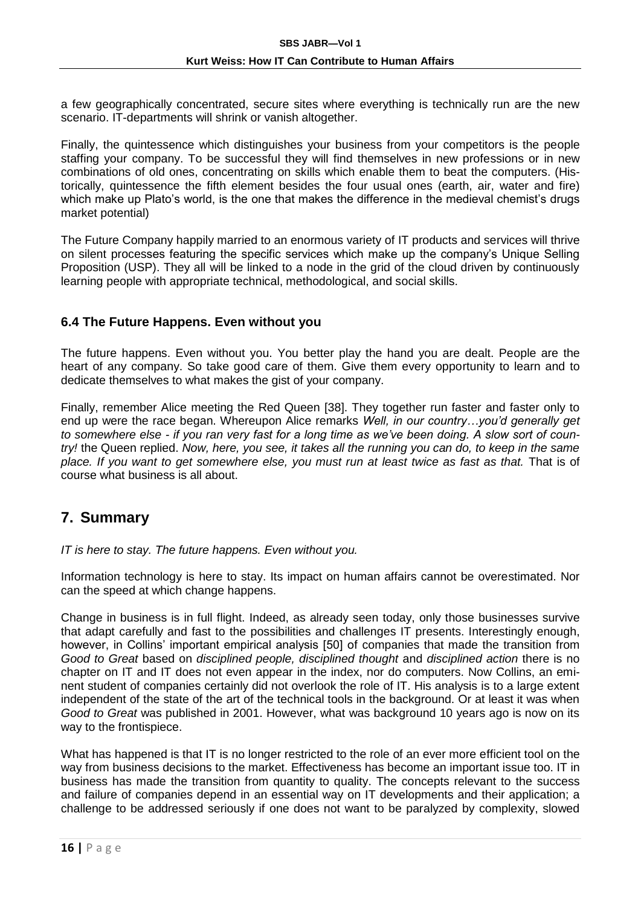a few geographically concentrated, secure sites where everything is technically run are the new scenario. IT-departments will shrink or vanish altogether.

Finally, the quintessence which distinguishes your business from your competitors is the people staffing your company. To be successful they will find themselves in new professions or in new combinations of old ones, concentrating on skills which enable them to beat the computers. (Historically, quintessence the fifth element besides the four usual ones (earth, air, water and fire) which make up Plato's world, is the one that makes the difference in the medieval chemist's drugs market potential)

The Future Company happily married to an enormous variety of IT products and services will thrive on silent processes featuring the specific services which make up the company's Unique Selling Proposition (USP). They all will be linked to a node in the grid of the cloud driven by continuously learning people with appropriate technical, methodological, and social skills.

### 6.4 The Future Happens. Even without you

The future happens. Even without you. You better play the hand you are dealt. People are the heart of any company. So take good care of them. Give them every opportunity to learn and to dedicate themselves to what makes the gist of your company.

Finally, remember Alice meeting the Red Queen [38]. They together run faster and faster only to end up were the race began. Whereupon Alice remarks *Well, in our country…you'd generally get to somewhere else - if you ran very fast for a long time as we've been doing. A slow sort of country!* the Queen replied. *Now, here, you see, it takes all the running you can do, to keep in the same place. If you want to get somewhere else, you must run at least twice as fast as that.* That is of course what business is all about.

## 7. Summary

*IT is here to stay. The future happens. Even without you.*

Information technology is here to stay. Its impact on human affairs cannot be overestimated. Nor can the speed at which change happens.

Change in business is in full flight. Indeed, as already seen today, only those businesses survive that adapt carefully and fast to the possibilities and challenges IT presents. Interestingly enough, however, in Collins' important empirical analysis [50] of companies that made the transition from *Good to Great* based on *disciplined people, disciplined thought* and *disciplined action* there is no chapter on IT and IT does not even appear in the index, nor do computers. Now Collins, an eminent student of companies certainly did not overlook the role of IT. His analysis is to a large extent independent of the state of the art of the technical tools in the background. Or at least it was when *Good to Great* was published in 2001. However, what was background 10 years ago is now on its way to the frontispiece.

What has happened is that IT is no longer restricted to the role of an ever more efficient tool on the way from business decisions to the market. Effectiveness has become an important issue too. IT in business has made the transition from quantity to quality. The concepts relevant to the success and failure of companies depend in an essential way on IT developments and their application; a challenge to be addressed seriously if one does not want to be paralyzed by complexity, slowed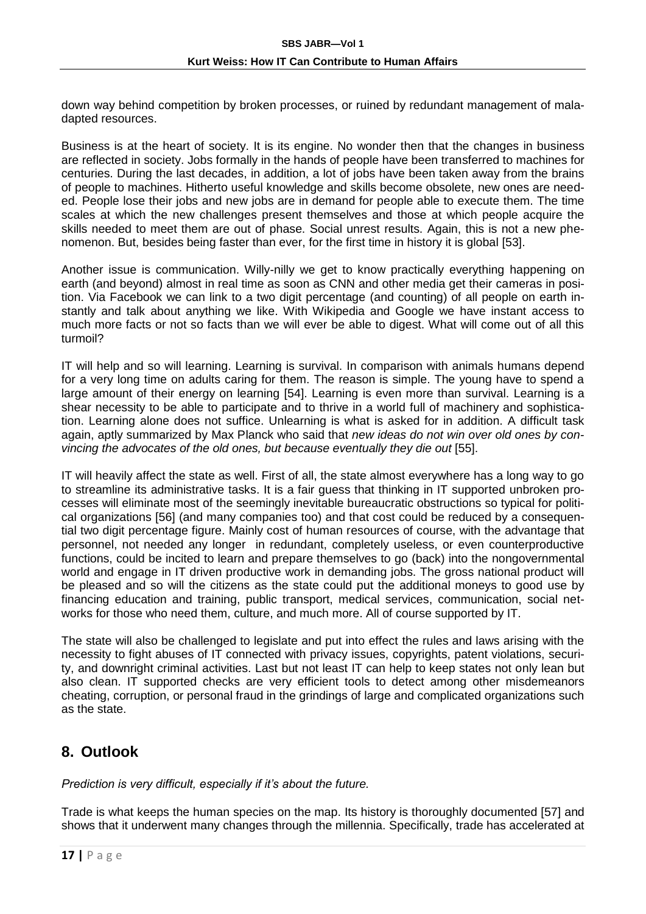down way behind competition by broken processes, or ruined by redundant management of maladapted resources.

Business is at the heart of society. It is its engine. No wonder then that the changes in business are reflected in society. Jobs formally in the hands of people have been transferred to machines for centuries. During the last decades, in addition, a lot of jobs have been taken away from the brains of people to machines. Hitherto useful knowledge and skills become obsolete, new ones are needed. People lose their jobs and new jobs are in demand for people able to execute them. The time scales at which the new challenges present themselves and those at which people acquire the skills needed to meet them are out of phase. Social unrest results. Again, this is not a new phenomenon. But, besides being faster than ever, for the first time in history it is global [53].

Another issue is communication. Willy-nilly we get to know practically everything happening on earth (and beyond) almost in real time as soon as CNN and other media get their cameras in position. Via Facebook we can link to a two digit percentage (and counting) of all people on earth instantly and talk about anything we like. With Wikipedia and Google we have instant access to much more facts or not so facts than we will ever be able to digest. What will come out of all this turmoil?

IT will help and so will learning. Learning is survival. In comparison with animals humans depend for a very long time on adults caring for them. The reason is simple. The young have to spend a large amount of their energy on learning [54]. Learning is even more than survival. Learning is a shear necessity to be able to participate and to thrive in a world full of machinery and sophistication. Learning alone does not suffice. Unlearning is what is asked for in addition. A difficult task again, aptly summarized by Max Planck who said that *new ideas do not win over old ones by convincing the advocates of the old ones, but because eventually they die out* [55].

IT will heavily affect the state as well. First of all, the state almost everywhere has a long way to go to streamline its administrative tasks. It is a fair guess that thinking in IT supported unbroken processes will eliminate most of the seemingly inevitable bureaucratic obstructions so typical for political organizations [56] (and many companies too) and that cost could be reduced by a consequential two digit percentage figure. Mainly cost of human resources of course, with the advantage that personnel, not needed any longer in redundant, completely useless, or even counterproductive functions, could be incited to learn and prepare themselves to go (back) into the nongovernmental world and engage in IT driven productive work in demanding jobs. The gross national product will be pleased and so will the citizens as the state could put the additional moneys to good use by financing education and training, public transport, medical services, communication, social networks for those who need them, culture, and much more. All of course supported by IT.

The state will also be challenged to legislate and put into effect the rules and laws arising with the necessity to fight abuses of IT connected with privacy issues, copyrights, patent violations, security, and downright criminal activities. Last but not least IT can help to keep states not only lean but also clean. IT supported checks are very efficient tools to detect among other misdemeanors cheating, corruption, or personal fraud in the grindings of large and complicated organizations such as the state.

## 8. Outlook

*Prediction is very difficult, especially if it's about the future.*

Trade is what keeps the human species on the map. Its history is thoroughly documented [57] and shows that it underwent many changes through the millennia. Specifically, trade has accelerated at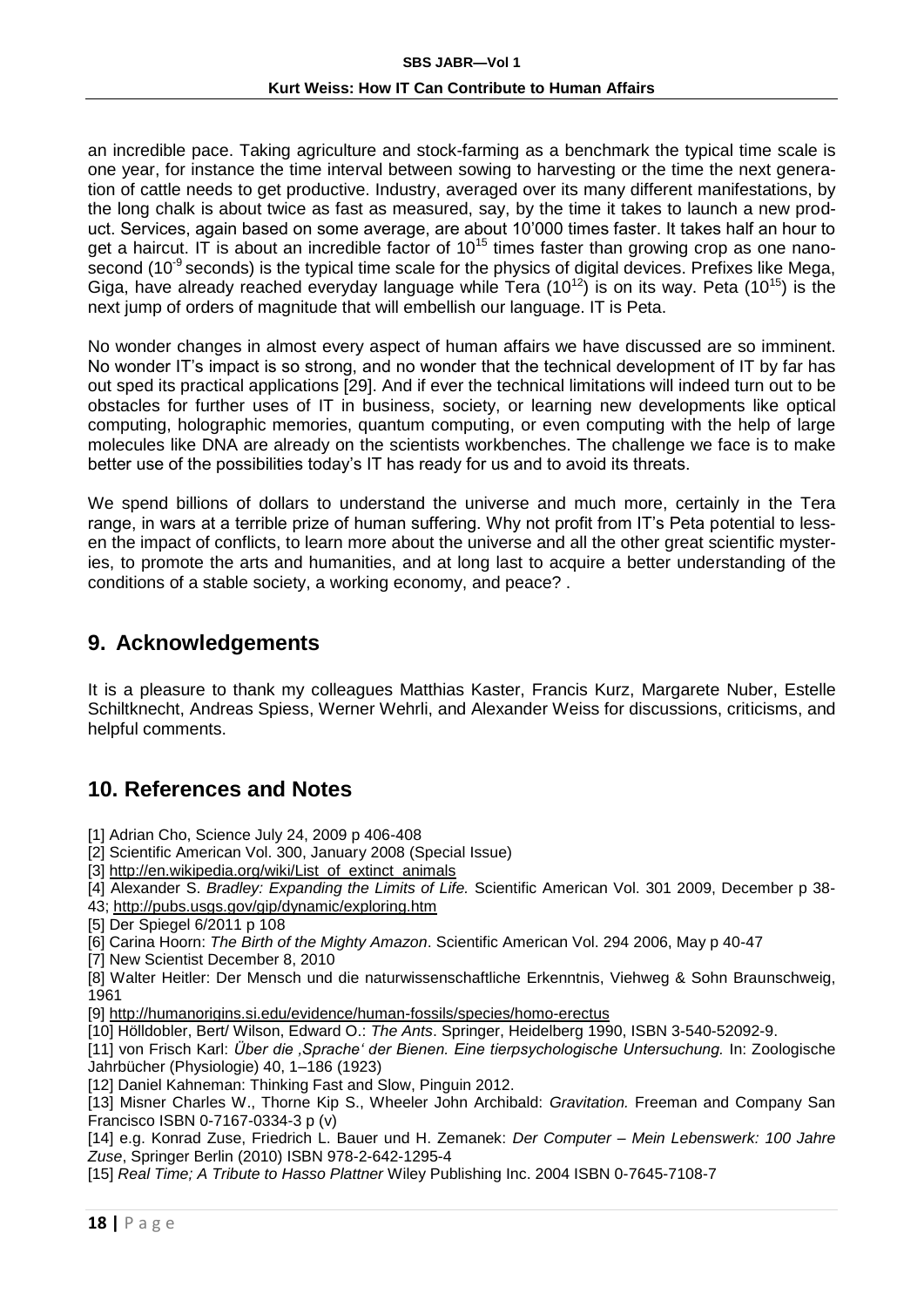an incredible pace. Taking agriculture and stock-farming as a benchmark the typical time scale is one year, for instance the time interval between sowing to harvesting or the time the next generation of cattle needs to get productive. Industry, averaged over its many different manifestations, by the long chalk is about twice as fast as measured, say, by the time it takes to launch a new product. Services, again based on some average, are about 10'000 times faster. It takes half an hour to get a haircut. IT is about an incredible factor of $10^{15}$ times faster than growing crop as one nanosecond ($10^{-9}$ seconds) is the typical time scale for the physics of digital devices. Prefixes like Mega, Giga, have already reached everyday language while Tera ($10^{12}$) is on its way. Peta ($10^{15}$) is the next jump of orders of magnitude that will embellish our language. IT is Peta.

No wonder changes in almost every aspect of human affairs we have discussed are so imminent. No wonder IT's impact is so strong, and no wonder that the technical development of IT by far has out sped its practical applications [29]. And if ever the technical limitations will indeed turn out to be obstacles for further uses of IT in business, society, or learning new developments like optical computing, holographic memories, quantum computing, or even computing with the help of large molecules like DNA are already on the scientists workbenches. The challenge we face is to make better use of the possibilities today's IT has ready for us and to avoid its threats.

We spend billions of dollars to understand the universe and much more, certainly in the Tera range, in wars at a terrible prize of human suffering. Why not profit from IT's Peta potential to lessen the impact of conflicts, to learn more about the universe and all the other great scientific mysteries, to promote the arts and humanities, and at long last to acquire a better understanding of the conditions of a stable society, a working economy, and peace? .

## 9. Acknowledgements

It is a pleasure to thank my colleagues Matthias Kaster, Francis Kurz, Margarete Nuber, Estelle Schiltknecht, Andreas Spiess, Werner Wehrli, and Alexander Weiss for discussions, criticisms, and helpful comments.

## 10. References and Notes

[1] Adrian Cho, Science July 24, 2009 p 406-408

[2] Scientific American Vol. 300, January 2008 (Special Issue)

[3] http://en.wikipedia.org/wiki/List_of_extinct_animals

[4] Alexander S. *Bradley: Expanding the Limits of Life.* Scientific American Vol. 301 2009, December p 38-43; http://pubs.usgs.gov/gip/dynamic/exploring.htm

[5] Der Spiegel 6/2011 p 108

[6] Carina Hoorn: *The Birth of the Mighty Amazon*. Scientific American Vol. 294 2006, May p 40-47

[7] New Scientist December 8, 2010

[8] Walter Heitler: Der Mensch und die naturwissenschaftliche Erkenntnis, Viehweg & Sohn Braunschweig, 1961

[9] http://humanorigins.si.edu/evidence/human-fossils/species/homo-erectus

[10] Hölldobler, Bert/ Wilson, Edward O.: *The Ants*. Springer, Heidelberg 1990, ISBN 3-540-52092-9.

[11] von Frisch Karl: *Über die ‚Sprache' der Bienen. Eine tierpsychologische Untersuchung.* In: Zoologische Jahrbücher (Physiologie) 40, 1–186 (1923)

[12] Daniel Kahneman: Thinking Fast and Slow, Pinguin 2012.

[13] Misner Charles W., Thorne Kip S., Wheeler John Archibald: *Gravitation.* Freeman and Company San Francisco ISBN 0-7167-0334-3 p (v)

[14] e.g. Konrad Zuse, Friedrich L. Bauer und H. Zemanek: *Der Computer – Mein Lebenswerk: 100 Jahre Zuse*, Springer Berlin (2010) ISBN 978-2-642-1295-4

[15] *Real Time; A Tribute to Hasso Plattner* Wiley Publishing Inc. 2004 ISBN 0-7645-7108-7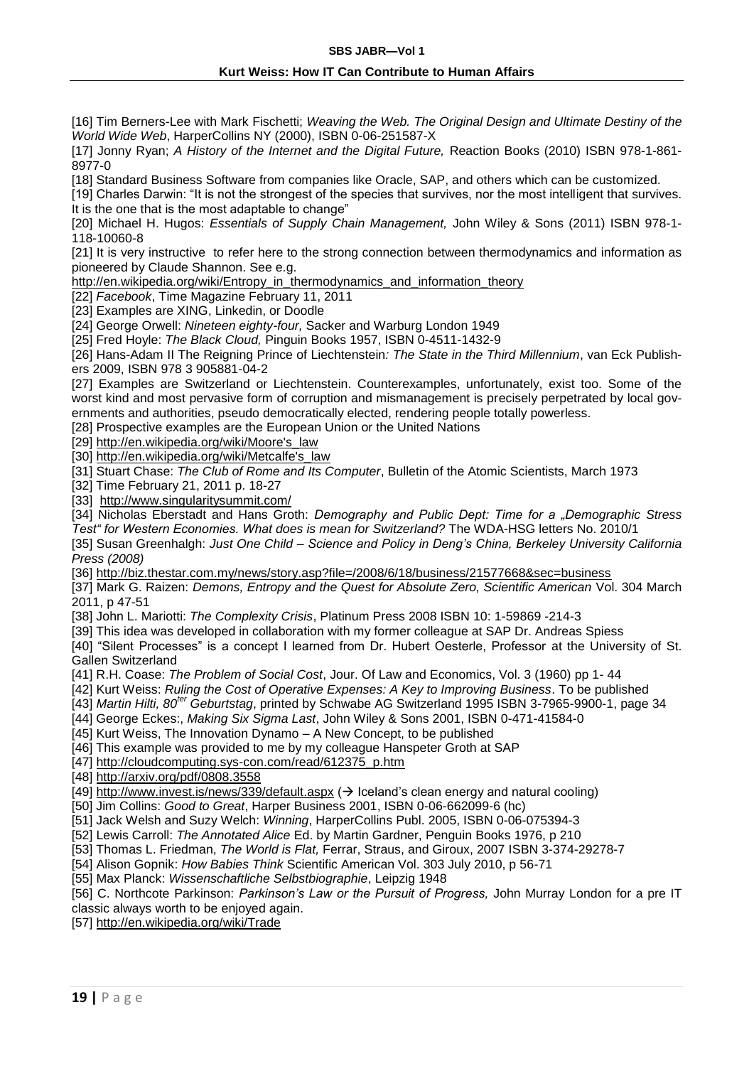[16] Tim Berners-Lee with Mark Fischetti; *Weaving the Web. The Original Design and Ultimate Destiny of the World Wide Web*, HarperCollins NY (2000), ISBN 0-06-251587-X

[17] Jonny Ryan; *A History of the Internet and the Digital Future,* Reaction Books (2010) ISBN 978-1-861-8977-0

[18] Standard Business Software from companies like Oracle, SAP, and others which can be customized.

[19] Charles Darwin: "It is not the strongest of the species that survives, nor the most intelligent that survives. It is the one that is the most adaptable to change"

[20] Michael H. Hugos: *Essentials of Supply Chain Management,* John Wiley & Sons (2011) ISBN 978-1-118-10060-8

[21] It is very instructive to refer here to the strong connection between thermodynamics and information as pioneered by Claude Shannon. See e.g. http://en.wikipedia.org/wiki/Entropy_in_thermodynamics_and_information_theory

[22] *Facebook*, Time Magazine February 11, 2011

[23] Examples are XING, Linkedin, or Doodle

[24] George Orwell: *Nineteen eighty-four,* Sacker and Warburg London 1949

[25] Fred Hoyle: *The Black Cloud,* Pinguin Books 1957, ISBN 0-4511-1432-9

[26] Hans-Adam II The Reigning Prince of Liechtenstein*: The State in the Third Millennium*, van Eck Publishers 2009, ISBN 978 3 905881-04-2

[27] Examples are Switzerland or Liechtenstein. Counterexamples, unfortunately, exist too. Some of the worst kind and most pervasive form of corruption and mismanagement is precisely perpetrated by local governments and authorities, pseudo democratically elected, rendering people totally powerless.

[28] Prospective examples are the European Union or the United Nations

[29] http://en.wikipedia.org/wiki/Moore's_law

[30] http://en.wikipedia.org/wiki/Metcalfe's_law

[31] Stuart Chase: *The Club of Rome and Its Computer*, Bulletin of the Atomic Scientists, March 1973

[32] Time February 21, 2011 p. 18-27

[33] http://www.singularitysummit.com/

[34] Nicholas Eberstadt and Hans Groth: *Demography and Public Dept: Time for a „Demographic Stress Test" for Western Economies. What does is mean for Switzerland?* The WDA-HSG letters No. 2010/1

[35] Susan Greenhalgh: *Just One Child – Science and Policy in Deng's China, Berkeley University California Press (2008)*

[36] http://biz.thestar.com.my/news/story.asp?file=/2008/6/18/business/21577668&sec=business

[37] Mark G. Raizen: *Demons, Entropy and the Quest for Absolute Zero, Scientific American* Vol. 304 March 2011, p 47-51

[38] John L. Mariotti: *The Complexity Crisis*, Platinum Press 2008 ISBN 10: 1-59869 -214-3

[39] This idea was developed in collaboration with my former colleague at SAP Dr. Andreas Spiess

[40] "Silent Processes" is a concept I learned from Dr. Hubert Oesterle, Professor at the University of St. Gallen Switzerland

[41] R.H. Coase: *The Problem of Social Cost*, Jour. Of Law and Economics, Vol. 3 (1960) pp 1- 44

[42] Kurt Weiss: *Ruling the Cost of Operative Expenses: A Key to Improving Business*. To be published

[43] *Martin Hilti, 80ter Geburtstag*, printed by Schwabe AG Switzerland 1995 ISBN 3-7965-9900-1, page 34

[44] George Eckes:, *Making Six Sigma Last*, John Wiley & Sons 2001, ISBN 0-471-41584-0

[45] Kurt Weiss, The Innovation Dynamo – A New Concept, to be published

[46] This example was provided to me by my colleague Hanspeter Groth at SAP

[47] http://cloudcomputing.sys-con.com/read/612375_p.htm

[48] http://arxiv.org/pdf/0808.3558

[49] http://www.invest.is/news/339/default.aspx (→ Iceland's clean energy and natural cooling)

[50] Jim Collins: *Good to Great*, Harper Business 2001, ISBN 0-06-662099-6 (hc)

[51] Jack Welsh and Suzy Welch: *Winning*, HarperCollins Publ. 2005, ISBN 0-06-075394-3

[52] Lewis Carroll: *The Annotated Alice* Ed. by Martin Gardner, Penguin Books 1976, p 210

[53] Thomas L. Friedman, *The World is Flat,* Ferrar, Straus, and Giroux, 2007 ISBN 3-374-29278-7

[54] Alison Gopnik: *How Babies Think* Scientific American Vol. 303 July 2010, p 56-71

[55] Max Planck: *Wissenschaftliche Selbstbiographie*, Leipzig 1948

[56] C. Northcote Parkinson: *Parkinson's Law or the Pursuit of Progress,* John Murray London for a pre IT classic always worth to be enjoyed again.

[57] http://en.wikipedia.org/wiki/Trade